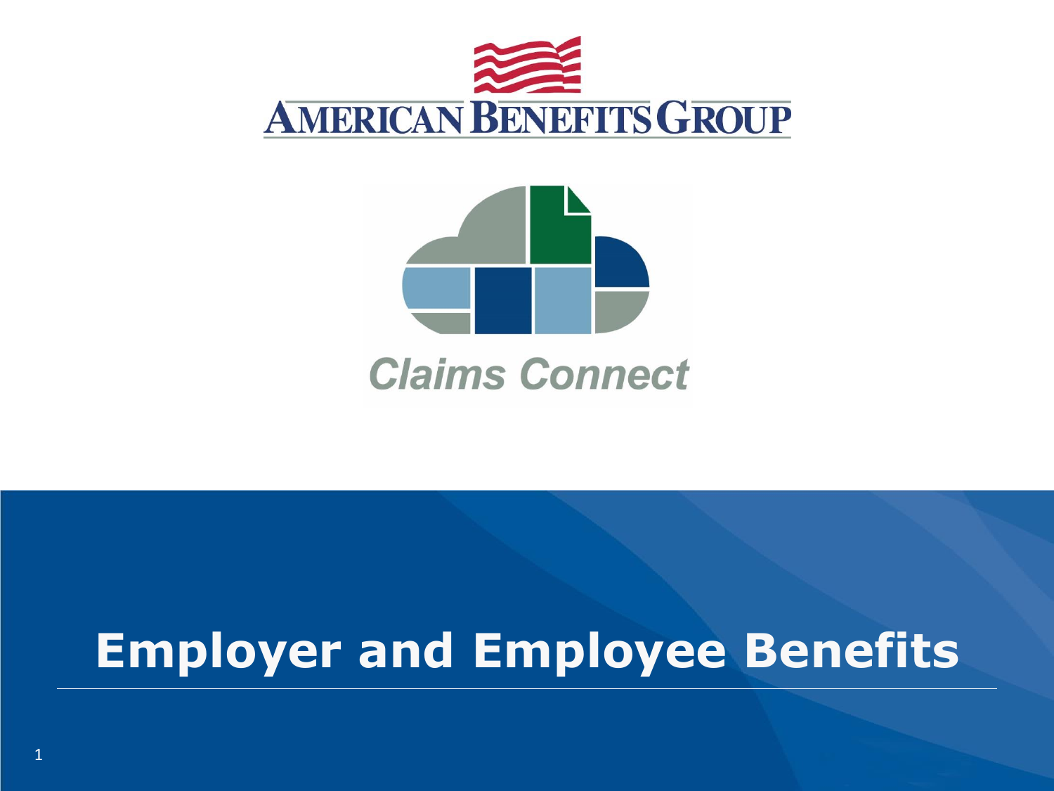AMERICAN BENEFITS GROUP

Claims Connect

# Employer and Employee Benefits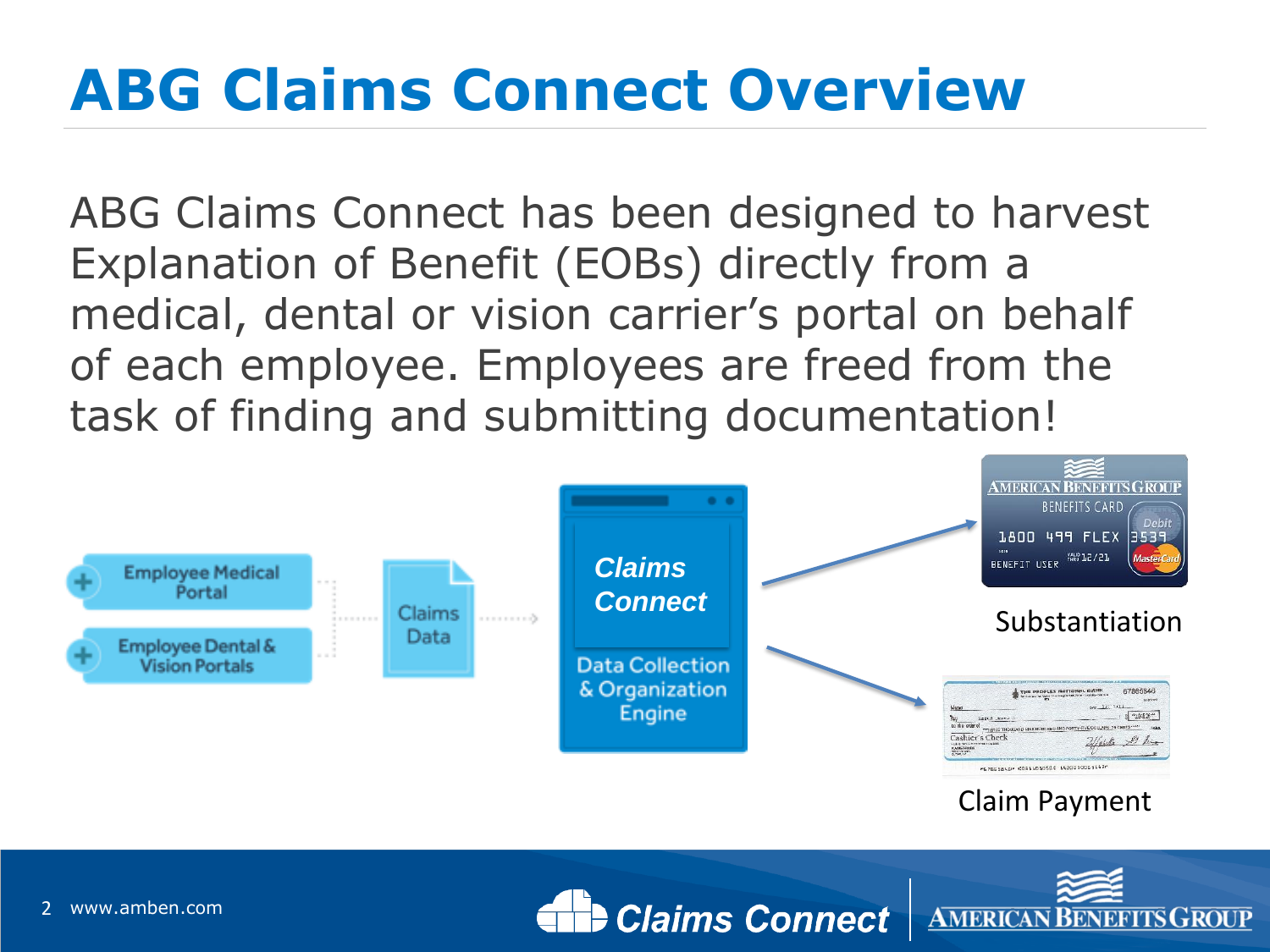# ABG Claims Connect Overview

ABG Claims Connect has been designed to harvest Explanation of Benefit (EOBs) directly from a medical, dental or vision carrier's portal on behalf of each employee. Employees are freed from the task of finding and submitting documentation!

Employee Medical Portal

Employee Dental & Vision Portals

Claims Data

*Claims Connect*

Data Collection & Organization Engine

Substantiation

Claim Payment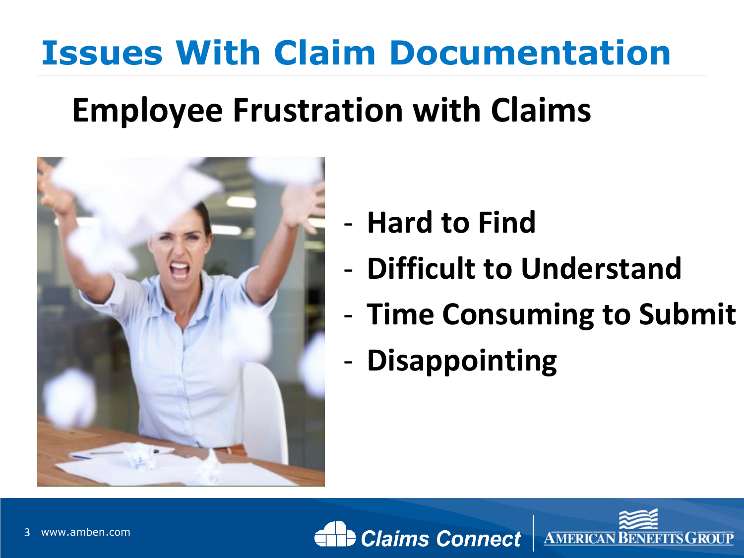# Issues With Claim Documentation

## Employee Frustration with Claims

- **Hard to Find**
- **Difficult to Understand**
- **Time Consuming to Submit**
- **Disappointing**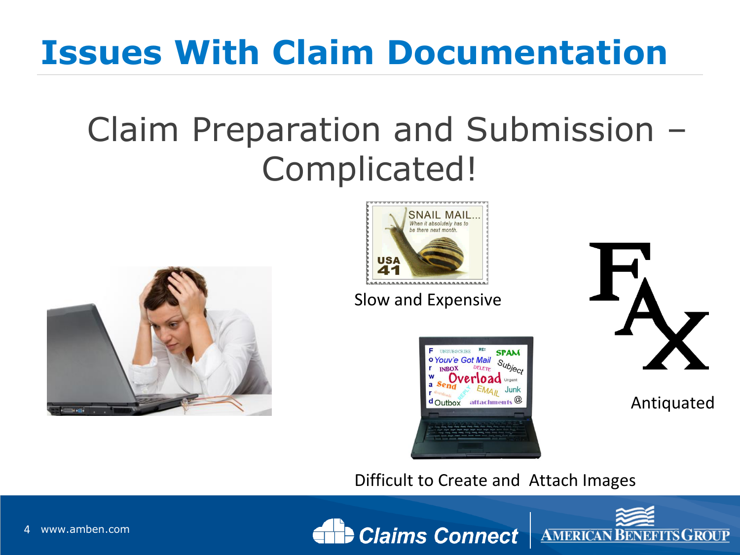# Issues With Claim Documentation

## Claim Preparation and Submission – Complicated!

Slow and Expensive

Antiquated

Difficult to Create and Attach Images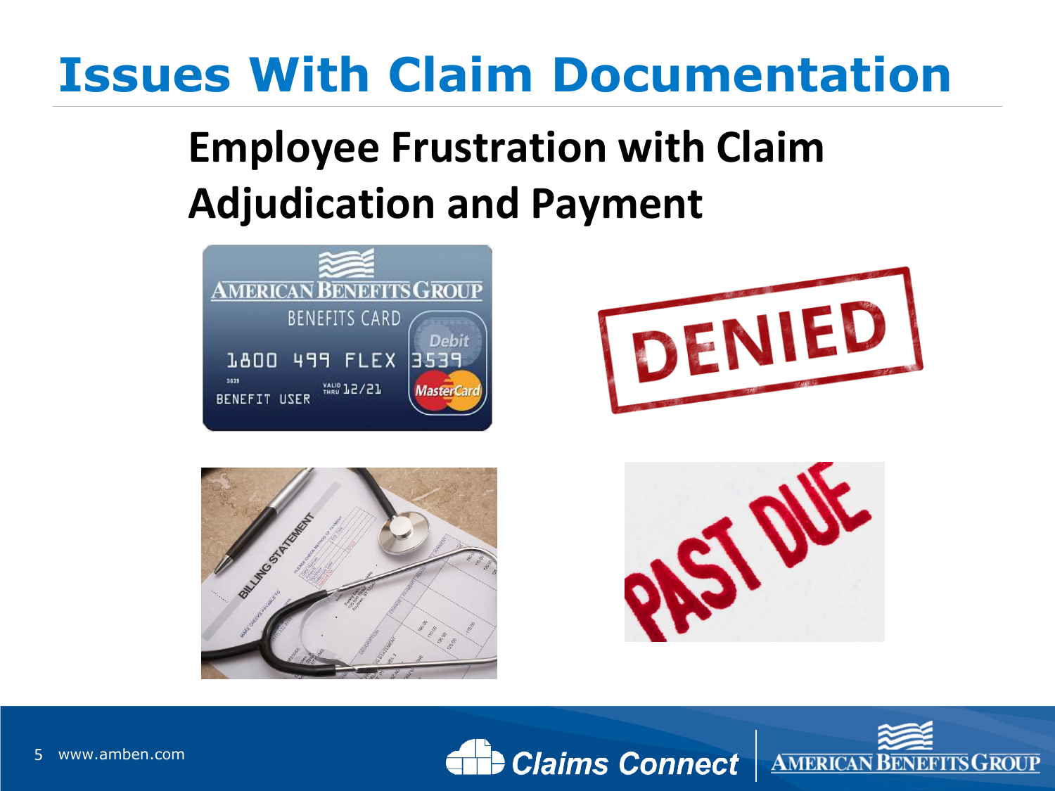# Issues With Claim Documentation

## Employee Frustration with Claim Adjudication and Payment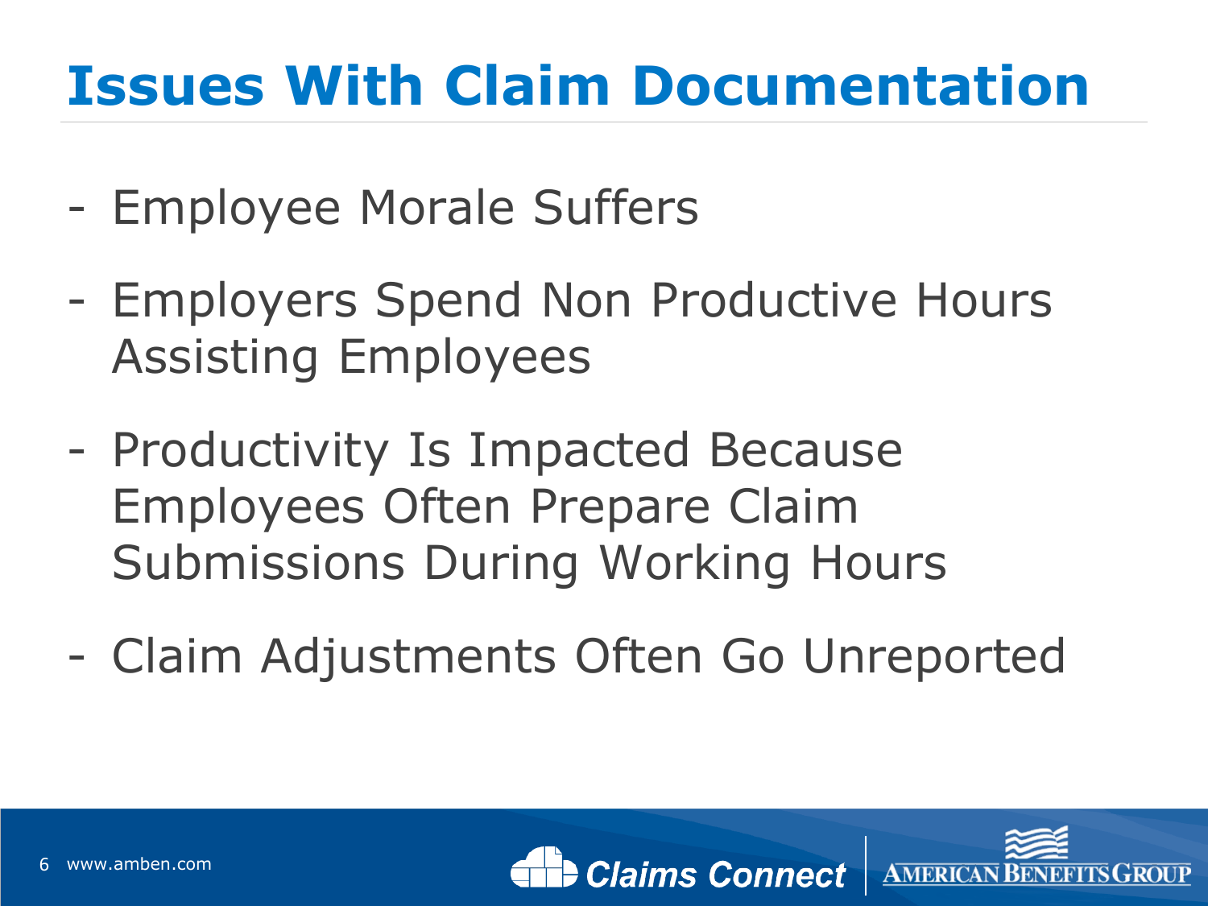# Issues With Claim Documentation

- Employee Morale Suffers
- Employers Spend Non Productive Hours Assisting Employees
- Productivity Is Impacted Because Employees Often Prepare Claim Submissions During Working Hours
- Claim Adjustments Often Go Unreported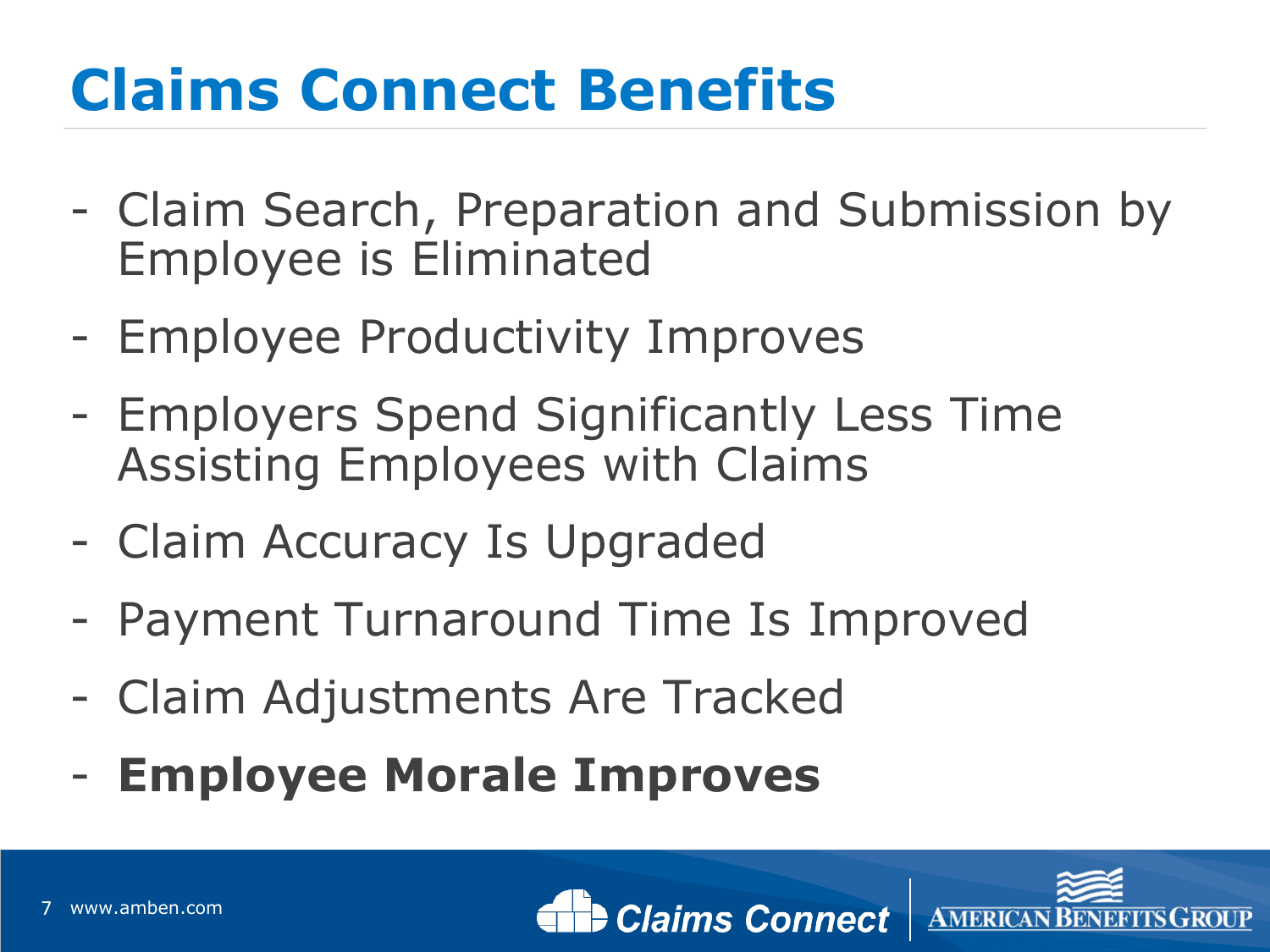# Claims Connect Benefits

- Claim Search, Preparation and Submission by Employee is Eliminated
- Employee Productivity Improves
- Employers Spend Significantly Less Time Assisting Employees with Claims
- Claim Accuracy Is Upgraded
- Payment Turnaround Time Is Improved
- Claim Adjustments Are Tracked
- **Employee Morale Improves**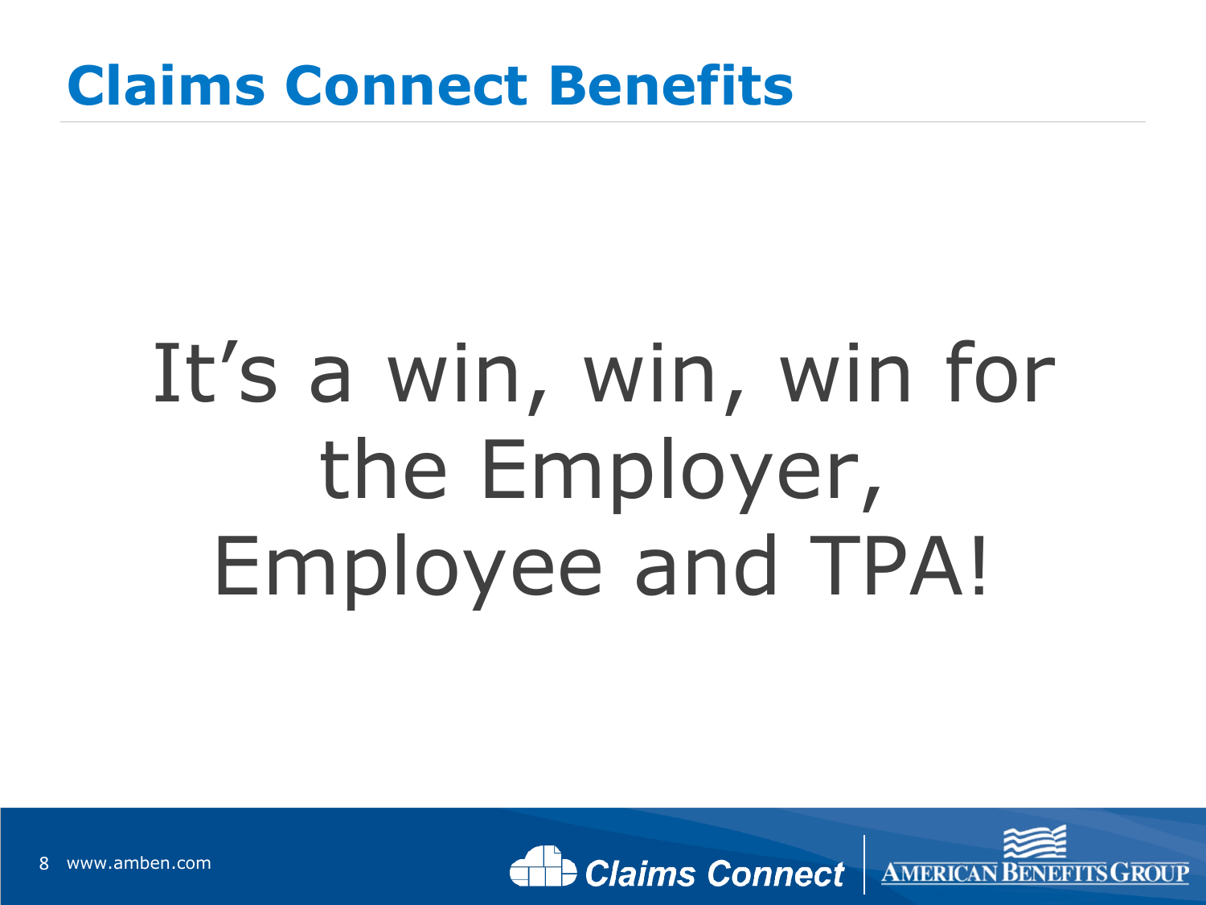# Claims Connect Benefits

It’s a win, win, win for the Employer, Employee and TPA!